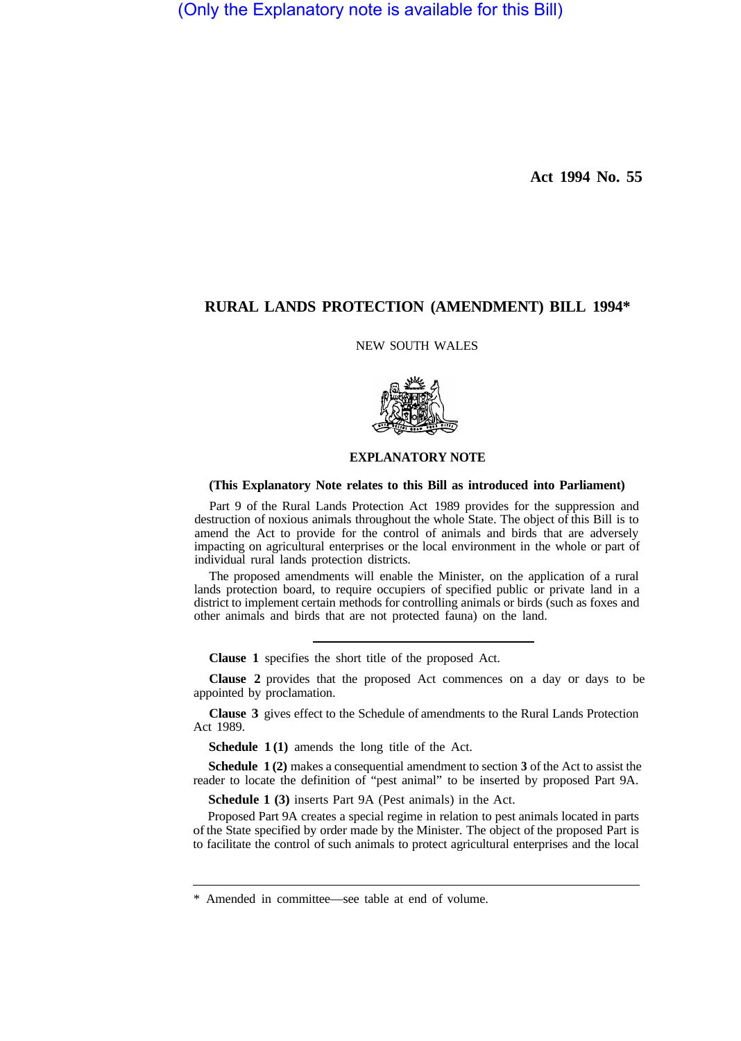(Only the Explanatory note is available for this Bill)

**Act 1994 No. 55**

# RURAL LANDS PROTECTION (AMENDMENT) BILL 1994*

NEW SOUTH WALES

## EXPLANATORY NOTE

**(This Explanatory Note relates to this Bill as introduced into Parliament)**

Part 9 of the Rural Lands Protection Act 1989 provides for the suppression and destruction of noxious animals throughout the whole State. The object of this Bill is to amend the Act to provide for the control of animals and birds that are adversely impacting on agricultural enterprises or the local environment in the whole or part of individual rural lands protection districts.

The proposed amendments will enable the Minister, on the application of a rural lands protection board, to require occupiers of specified public or private land in a district to implement certain methods for controlling animals or birds (such as foxes and other animals and birds that are not protected fauna) on the land.

---

**Clause 1** specifies the short title of the proposed Act.

**Clause 2** provides that the proposed Act commences on a day or days to be appointed by proclamation.

**Clause 3** gives effect to the Schedule of amendments to the Rural Lands Protection Act 1989.

**Schedule 1 (1)** amends the long title of the Act.

**Schedule 1 (2)** makes a consequential amendment to section **3** of the Act to assist the reader to locate the definition of "pest animal" to be inserted by proposed Part 9A.

**Schedule 1 (3)** inserts Part 9A (Pest animals) in the Act.

Proposed Part 9A creates a special regime in relation to pest animals located in parts of the State specified by order made by the Minister. The object of the proposed Part is to facilitate the control of such animals to protect agricultural enterprises and the local

---

* Amended in committee—see table at end of volume.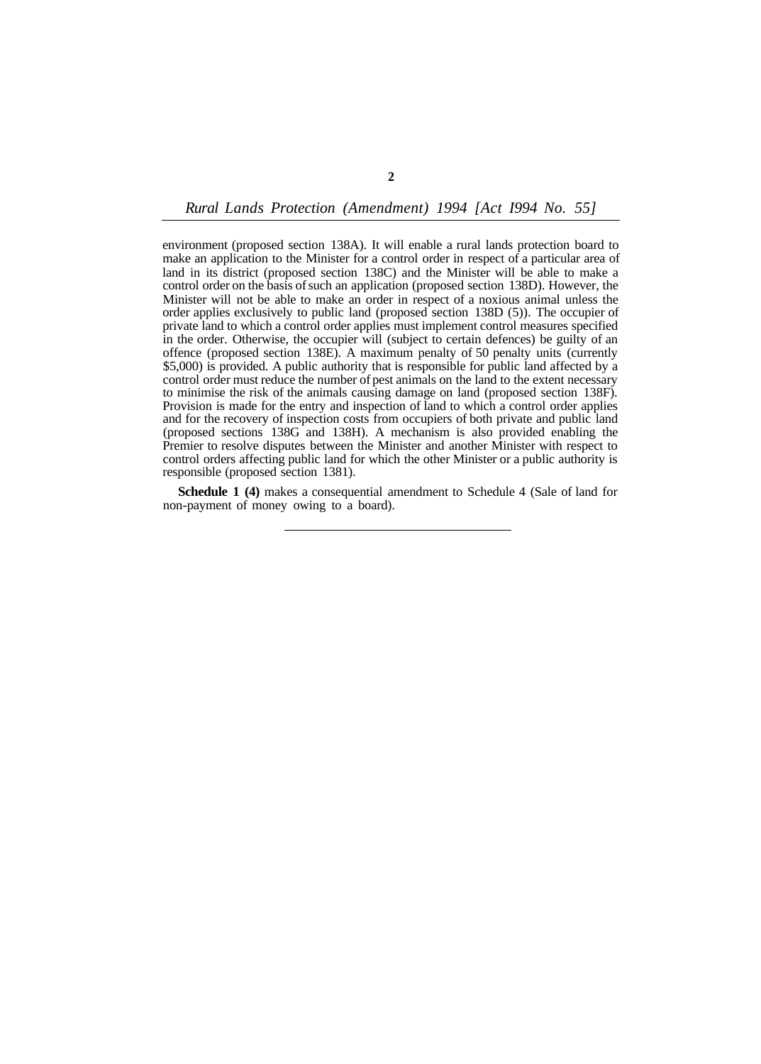environment (proposed section 138A). It will enable a rural lands protection board to make an application to the Minister for a control order in respect of a particular area of land in its district (proposed section 138C) and the Minister will be able to make a control order on the basis of such an application (proposed section 138D). However, the Minister will not be able to make an order in respect of a noxious animal unless the order applies exclusively to public land (proposed section 138D (5)). The occupier of private land to which a control order applies must implement control measures specified in the order. Otherwise, the occupier will (subject to certain defences) be guilty of an offence (proposed section 138E). A maximum penalty of 50 penalty units (currently $5,000) is provided. A public authority that is responsible for public land affected by a control order must reduce the number of pest animals on the land to the extent necessary to minimise the risk of the animals causing damage on land (proposed section 138F). Provision is made for the entry and inspection of land to which a control order applies and for the recovery of inspection costs from occupiers of both private and public land (proposed sections 138G and 138H). A mechanism is also provided enabling the Premier to resolve disputes between the Minister and another Minister with respect to control orders affecting public land for which the other Minister or a public authority is responsible (proposed section 1381).

**Schedule 1 (4)** makes a consequential amendment to Schedule 4 (Sale of land for non-payment of money owing to a board).